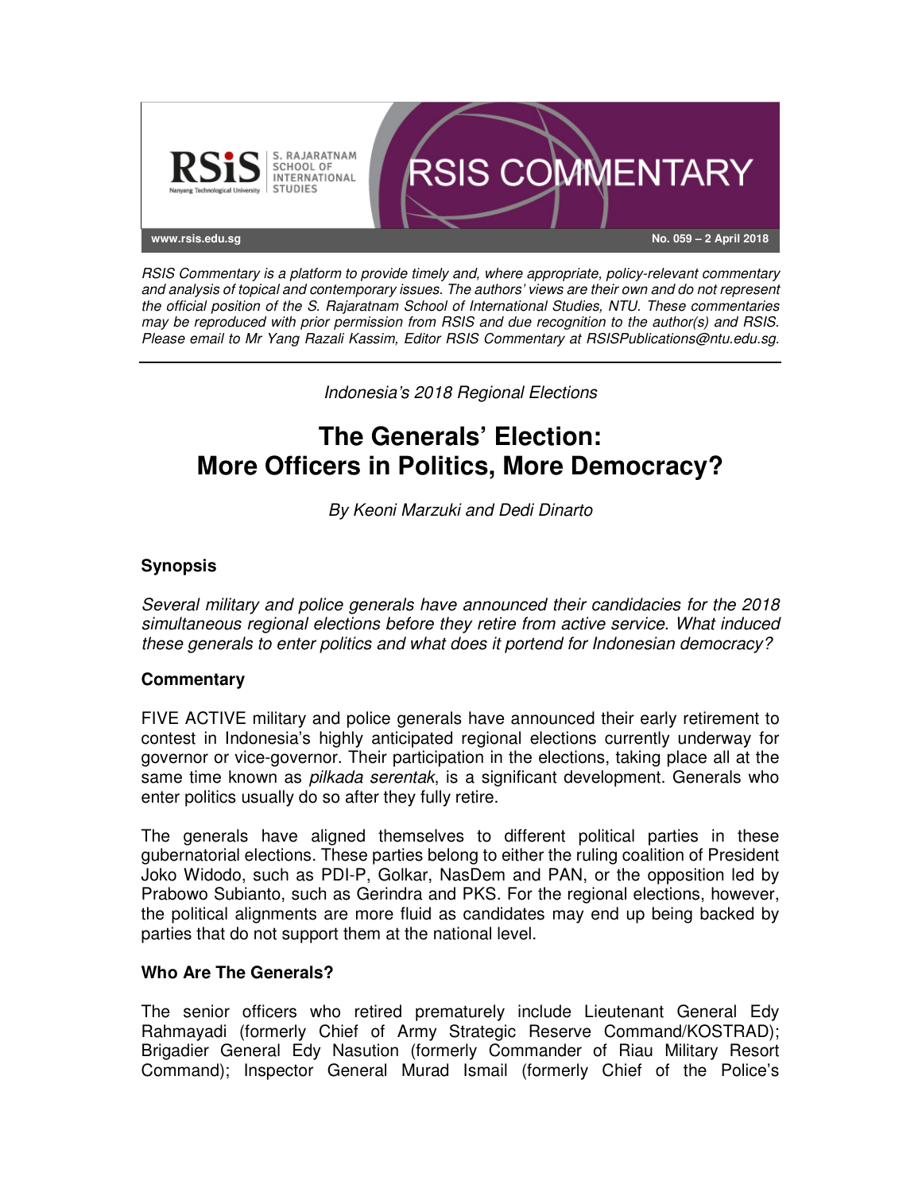RSIS Commentary

No. 059 – 2 April 2018

*RSIS Commentary is a platform to provide timely and, where appropriate, policy-relevant commentary and analysis of topical and contemporary issues. The authors' views are their own and do not represent the official position of the S. Rajaratnam School of International Studies, NTU. These commentaries may be reproduced with prior permission from RSIS and due recognition to the author(s) and RSIS. Please email to Mr Yang Razali Kassim, Editor RSIS Commentary at RSISPublications@ntu.edu.sg.*

*Indonesia's 2018 Regional Elections*

# The Generals' Election: More Officers in Politics, More Democracy?

*By Keoni Marzuki and Dedi Dinarto*

## Synopsis

*Several military and police generals have announced their candidacies for the 2018 simultaneous regional elections before they retire from active service. What induced these generals to enter politics and what does it portend for Indonesian democracy?*

## Commentary

FIVE ACTIVE military and police generals have announced their early retirement to contest in Indonesia's highly anticipated regional elections currently underway for governor or vice-governor. Their participation in the elections, taking place all at the same time known as *pilkada serentak*, is a significant development. Generals who enter politics usually do so after they fully retire.

The generals have aligned themselves to different political parties in these gubernatorial elections. These parties belong to either the ruling coalition of President Joko Widodo, such as PDI-P, Golkar, NasDem and PAN, or the opposition led by Prabowo Subianto, such as Gerindra and PKS. For the regional elections, however, the political alignments are more fluid as candidates may end up being backed by parties that do not support them at the national level.

## Who Are The Generals?

The senior officers who retired prematurely include Lieutenant General Edy Rahmayadi (formerly Chief of Army Strategic Reserve Command/KOSTRAD); Brigadier General Edy Nasution (formerly Commander of Riau Military Resort Command); Inspector General Murad Ismail (formerly Chief of the Police's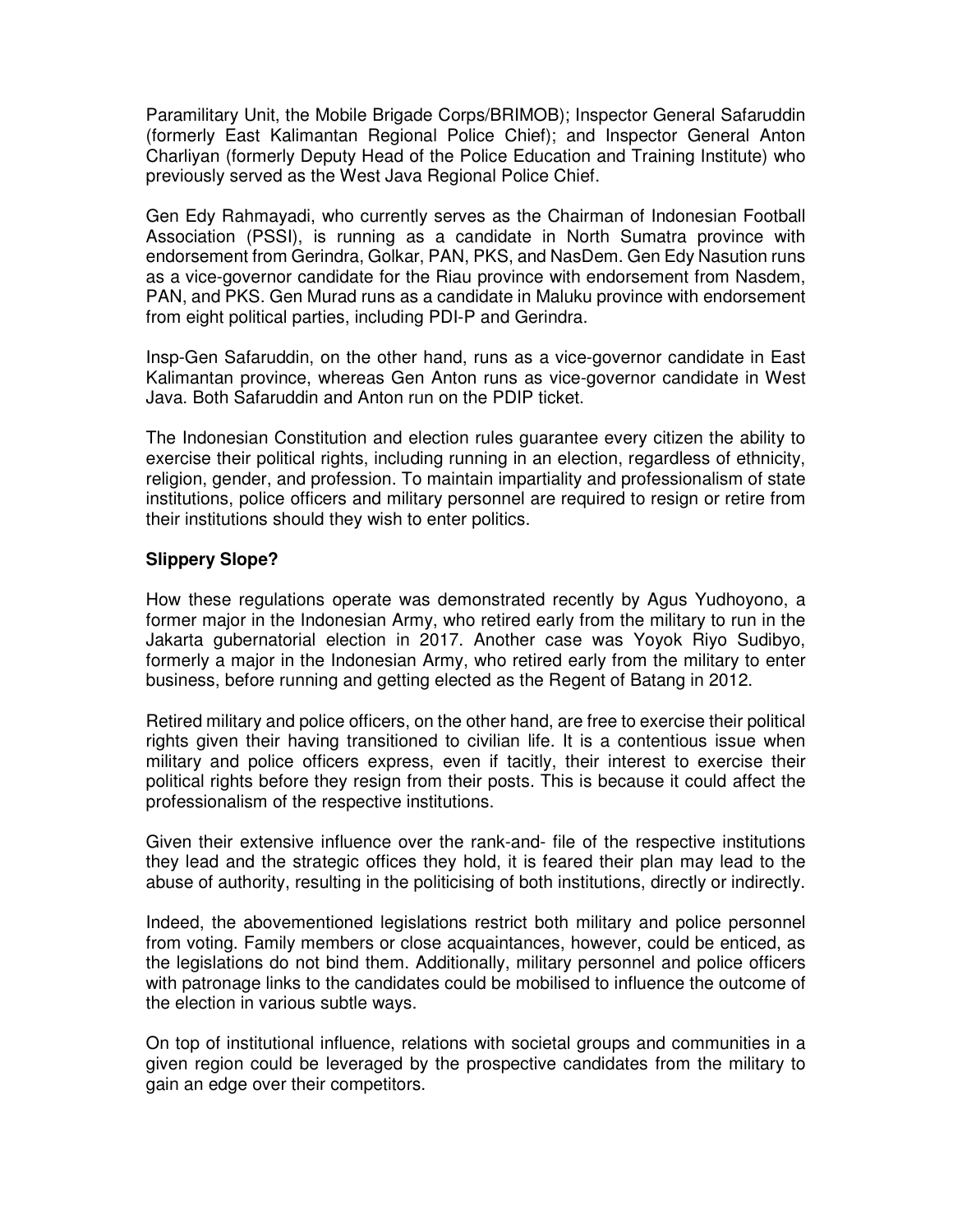Paramilitary Unit, the Mobile Brigade Corps/BRIMOB); Inspector General Safaruddin (formerly East Kalimantan Regional Police Chief); and Inspector General Anton Charliyan (formerly Deputy Head of the Police Education and Training Institute) who previously served as the West Java Regional Police Chief.

Gen Edy Rahmayadi, who currently serves as the Chairman of Indonesian Football Association (PSSI), is running as a candidate in North Sumatra province with endorsement from Gerindra, Golkar, PAN, PKS, and NasDem. Gen Edy Nasution runs as a vice-governor candidate for the Riau province with endorsement from Nasdem, PAN, and PKS. Gen Murad runs as a candidate in Maluku province with endorsement from eight political parties, including PDI-P and Gerindra.

Insp-Gen Safaruddin, on the other hand, runs as a vice-governor candidate in East Kalimantan province, whereas Gen Anton runs as vice-governor candidate in West Java. Both Safaruddin and Anton run on the PDIP ticket.

The Indonesian Constitution and election rules guarantee every citizen the ability to exercise their political rights, including running in an election, regardless of ethnicity, religion, gender, and profession. To maintain impartiality and professionalism of state institutions, police officers and military personnel are required to resign or retire from their institutions should they wish to enter politics.

**Slippery Slope?**

How these regulations operate was demonstrated recently by Agus Yudhoyono, a former major in the Indonesian Army, who retired early from the military to run in the Jakarta gubernatorial election in 2017. Another case was Yoyok Riyo Sudibyo, formerly a major in the Indonesian Army, who retired early from the military to enter business, before running and getting elected as the Regent of Batang in 2012.

Retired military and police officers, on the other hand, are free to exercise their political rights given their having transitioned to civilian life. It is a contentious issue when military and police officers express, even if tacitly, their interest to exercise their political rights before they resign from their posts. This is because it could affect the professionalism of the respective institutions.

Given their extensive influence over the rank-and- file of the respective institutions they lead and the strategic offices they hold, it is feared their plan may lead to the abuse of authority, resulting in the politicising of both institutions, directly or indirectly.

Indeed, the abovementioned legislations restrict both military and police personnel from voting. Family members or close acquaintances, however, could be enticed, as the legislations do not bind them. Additionally, military personnel and police officers with patronage links to the candidates could be mobilised to influence the outcome of the election in various subtle ways.

On top of institutional influence, relations with societal groups and communities in a given region could be leveraged by the prospective candidates from the military to gain an edge over their competitors.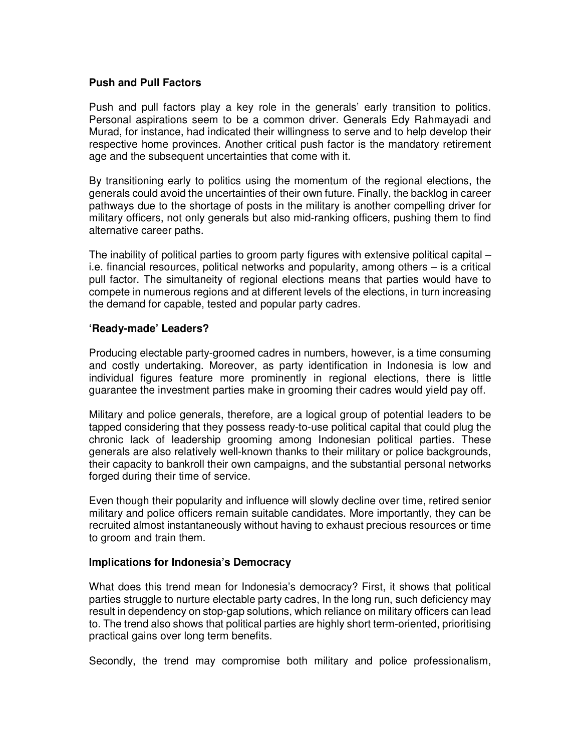### Push and Pull Factors

Push and pull factors play a key role in the generals' early transition to politics. Personal aspirations seem to be a common driver. Generals Edy Rahmayadi and Murad, for instance, had indicated their willingness to serve and to help develop their respective home provinces. Another critical push factor is the mandatory retirement age and the subsequent uncertainties that come with it.

By transitioning early to politics using the momentum of the regional elections, the generals could avoid the uncertainties of their own future. Finally, the backlog in career pathways due to the shortage of posts in the military is another compelling driver for military officers, not only generals but also mid-ranking officers, pushing them to find alternative career paths.

The inability of political parties to groom party figures with extensive political capital – i.e. financial resources, political networks and popularity, among others – is a critical pull factor. The simultaneity of regional elections means that parties would have to compete in numerous regions and at different levels of the elections, in turn increasing the demand for capable, tested and popular party cadres.

### 'Ready-made' Leaders?

Producing electable party-groomed cadres in numbers, however, is a time consuming and costly undertaking. Moreover, as party identification in Indonesia is low and individual figures feature more prominently in regional elections, there is little guarantee the investment parties make in grooming their cadres would yield pay off.

Military and police generals, therefore, are a logical group of potential leaders to be tapped considering that they possess ready-to-use political capital that could plug the chronic lack of leadership grooming among Indonesian political parties. These generals are also relatively well-known thanks to their military or police backgrounds, their capacity to bankroll their own campaigns, and the substantial personal networks forged during their time of service.

Even though their popularity and influence will slowly decline over time, retired senior military and police officers remain suitable candidates. More importantly, they can be recruited almost instantaneously without having to exhaust precious resources or time to groom and train them.

### Implications for Indonesia's Democracy

What does this trend mean for Indonesia's democracy? First, it shows that political parties struggle to nurture electable party cadres, In the long run, such deficiency may result in dependency on stop-gap solutions, which reliance on military officers can lead to. The trend also shows that political parties are highly short term-oriented, prioritising practical gains over long term benefits.

Secondly, the trend may compromise both military and police professionalism,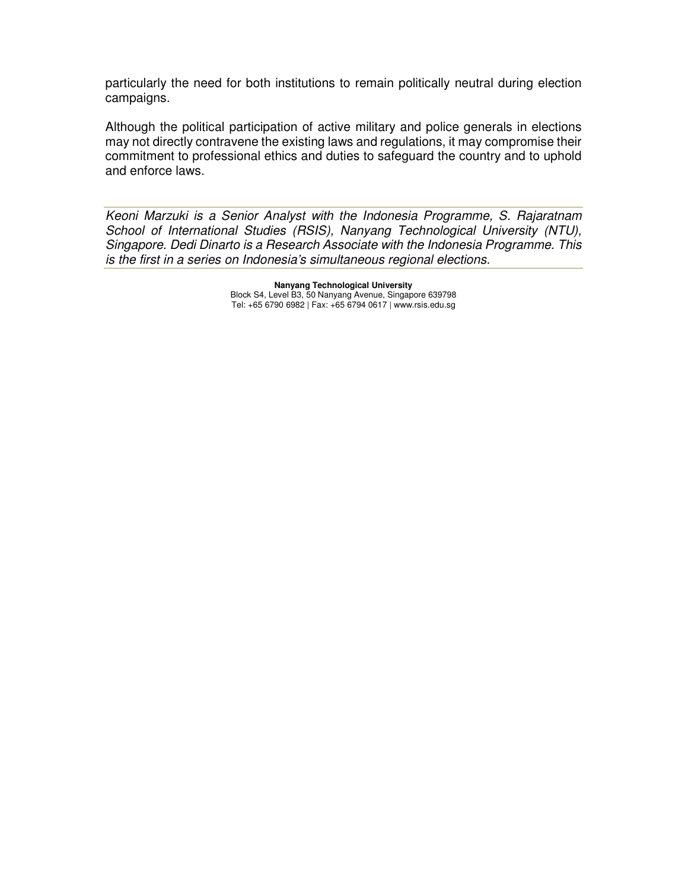particularly the need for both institutions to remain politically neutral during election campaigns.

Although the political participation of active military and police generals in elections may not directly contravene the existing laws and regulations, it may compromise their commitment to professional ethics and duties to safeguard the country and to uphold and enforce laws.

---

*Keoni Marzuki is a Senior Analyst with the Indonesia Programme, S. Rajaratnam School of International Studies (RSIS), Nanyang Technological University (NTU), Singapore. Dedi Dinarto is a Research Associate with the Indonesia Programme. This is the first in a series on Indonesia's simultaneous regional elections.*

---

**Nanyang Technological University**
Block S4, Level B3, 50 Nanyang Avenue, Singapore 639798
Tel: +65 6790 6982 | Fax: +65 6794 0617 | www.rsis.edu.sg